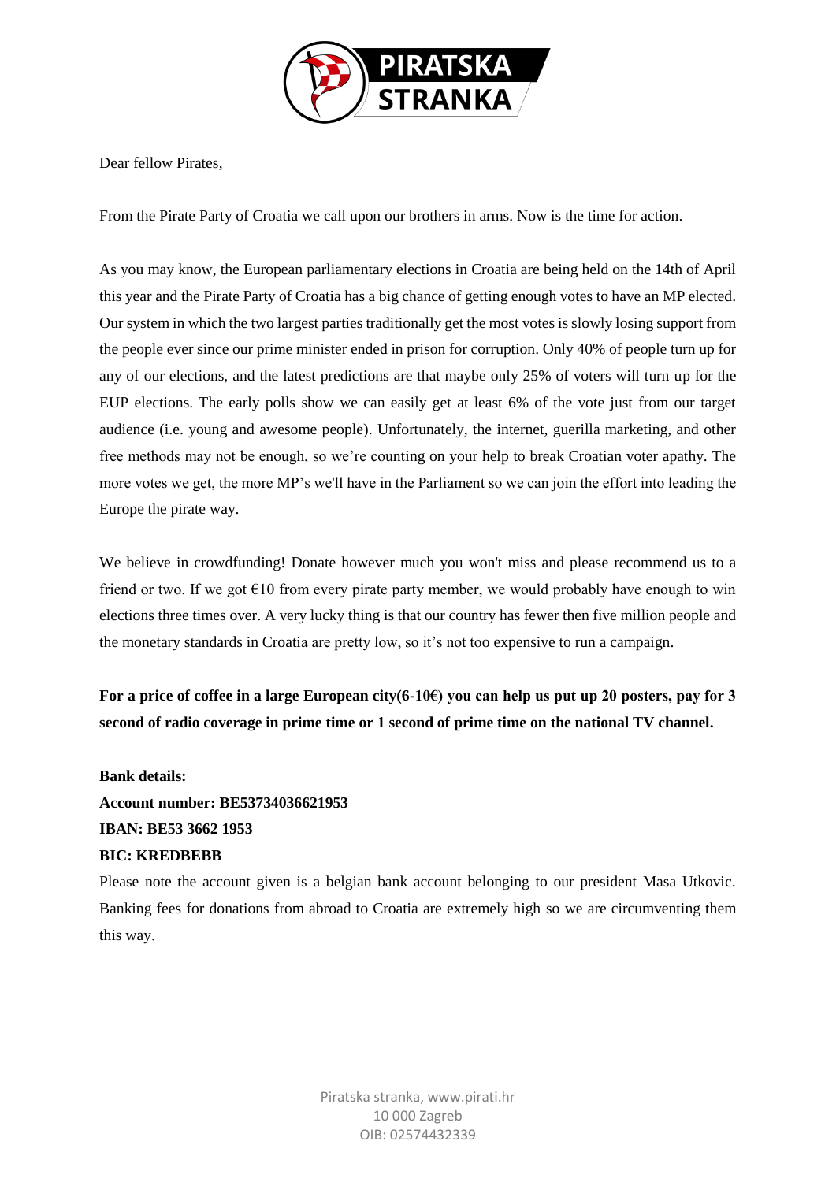PIRATSKA STRANKA

Dear fellow Pirates,

From the Pirate Party of Croatia we call upon our brothers in arms. Now is the time for action.

As you may know, the European parliamentary elections in Croatia are being held on the 14th of April this year and the Pirate Party of Croatia has a big chance of getting enough votes to have an MP elected. Our system in which the two largest parties traditionally get the most votes is slowly losing support from the people ever since our prime minister ended in prison for corruption. Only 40% of people turn up for any of our elections, and the latest predictions are that maybe only 25% of voters will turn up for the EUP elections. The early polls show we can easily get at least 6% of the vote just from our target audience (i.e. young and awesome people). Unfortunately, the internet, guerilla marketing, and other free methods may not be enough, so we're counting on your help to break Croatian voter apathy. The more votes we get, the more MP's we'll have in the Parliament so we can join the effort into leading the Europe the pirate way.

We believe in crowdfunding! Donate however much you won't miss and please recommend us to a friend or two. If we got €10 from every pirate party member, we would probably have enough to win elections three times over. A very lucky thing is that our country has fewer then five million people and the monetary standards in Croatia are pretty low, so it's not too expensive to run a campaign.

**For a price of coffee in a large European city(6-10€) you can help us put up 20 posters, pay for 3 second of radio coverage in prime time or 1 second of prime time on the national TV channel.**

**Bank details:**
**Account number: BE53734036621953**
**IBAN: BE53 3662 1953**
**BIC: KREDBEBB**

Please note the account given is a belgian bank account belonging to our president Masa Utkovic. Banking fees for donations from abroad to Croatia are extremely high so we are circumventing them this way.

Piratska stranka, www.pirati.hr
10 000 Zagreb
OIB: 02574432339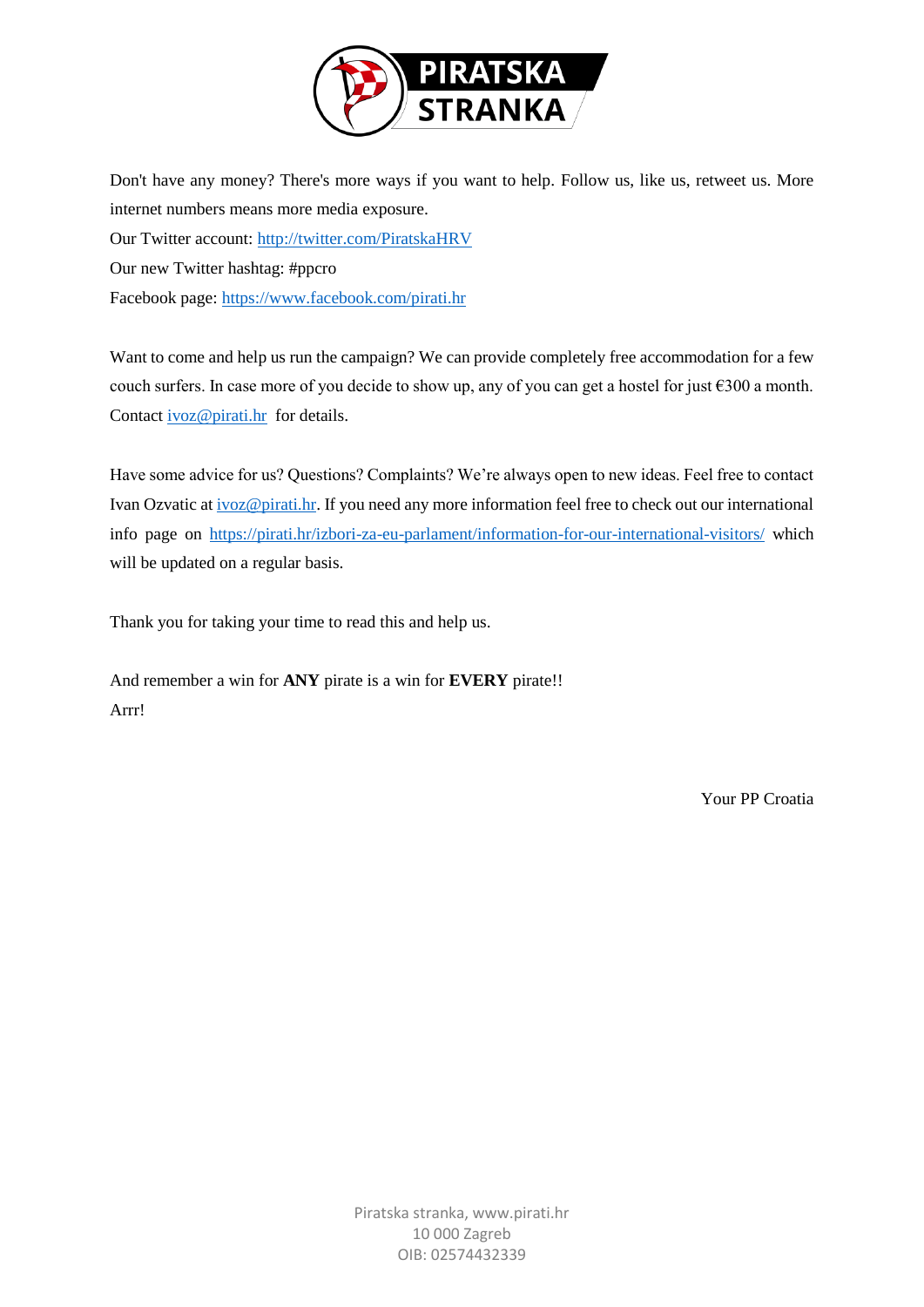Don't have any money? There's more ways if you want to help. Follow us, like us, retweet us. More internet numbers means more media exposure.

Our Twitter account: http://twitter.com/PiratskaHRV

Our new Twitter hashtag: #ppcro

Facebook page: https://www.facebook.com/pirati.hr

Want to come and help us run the campaign? We can provide completely free accommodation for a few couch surfers. In case more of you decide to show up, any of you can get a hostel for just €300 a month. Contact ivoz@pirati.hr for details.

Have some advice for us? Questions? Complaints? We're always open to new ideas. Feel free to contact Ivan Ozvatic at ivoz@pirati.hr. If you need any more information feel free to check out our international info page on https://pirati.hr/izbori-za-eu-parlament/information-for-our-international-visitors/ which will be updated on a regular basis.

Thank you for taking your time to read this and help us.

And remember a win for **ANY** pirate is a win for **EVERY** pirate!!

Arrr!

Your PP Croatia

Piratska stranka, www.pirati.hr
10 000 Zagreb
OIB: 02574432339